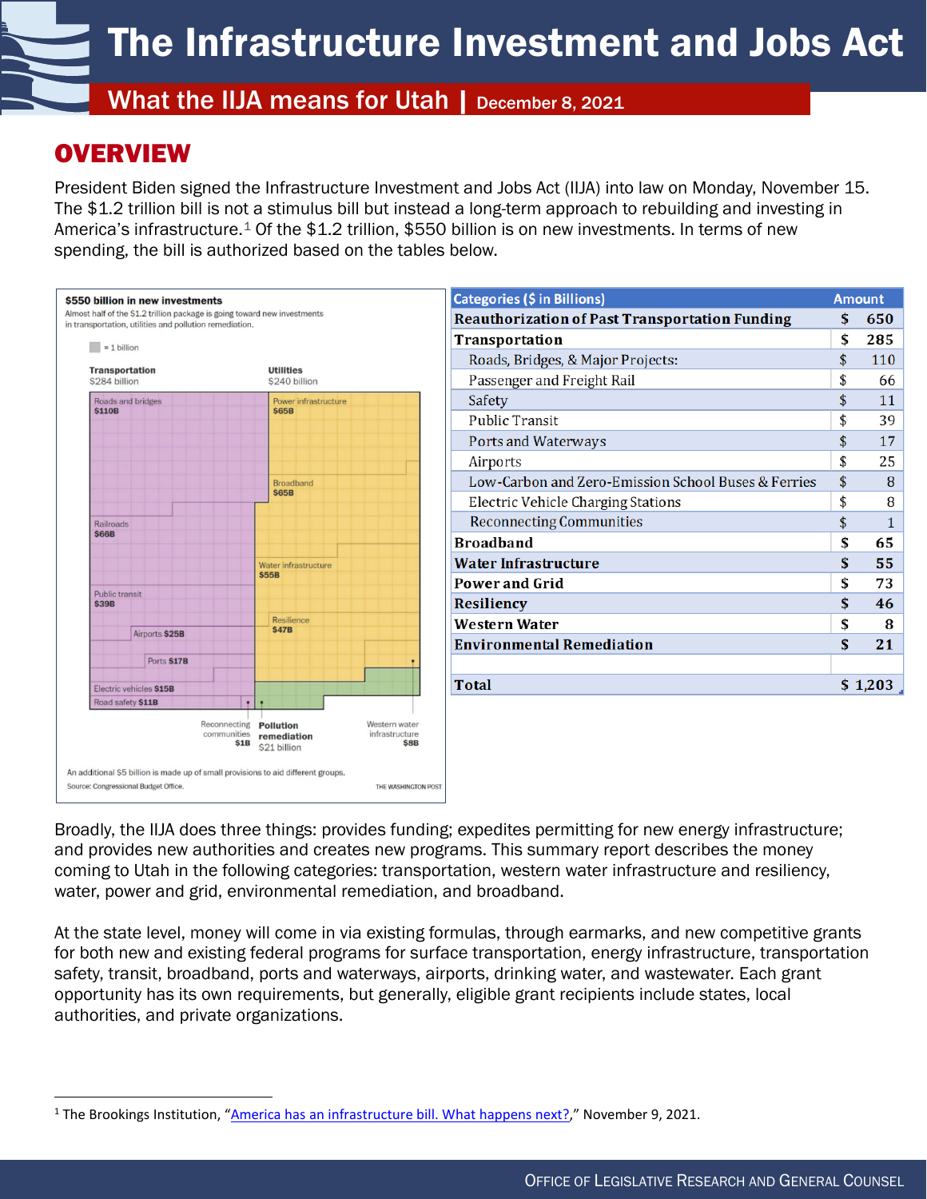# The Infrastructure Investment and Jobs Act

## What the IIJA means for Utah | December 8, 2021

## OVERVIEW

President Biden signed the Infrastructure Investment and Jobs Act (IIJA) into law on Monday, November 15. The $1.2 trillion bill is not a stimulus bill but instead a long-term approach to rebuilding and investing in America's infrastructure.[1] Of the $1.2 trillion, $550 billion is on new investments. In terms of new spending, the bill is authorized based on the tables below.

**$550 billion in new investments**

Almost half of the $1.2 trillion package is going toward new investments in transportation, utilities and pollution remediation.

■ = 1 billion

**Transportation** $284 billion

- Roads and bridges **$110B**
- Railroads **$66B**
- Public transit **$39B**
- Airports **$25B**
- Ports **$17B**
- Electric vehicles **$15B**
- Road safety **$11B**
- Reconnecting communities **$1B**

**Utilities** $240 billion

- Power infrastructure **$65B**
- Broadband **$65B**
- Water infrastructure **$55B**
- Resilience **$47B**
- Western water infrastructure **$8B**

**Pollution remediation** $21 billion

An additional $5 billion is made up of small provisions to aid different groups.

Source: Congressional Budget Office. THE WASHINGTON POST

| Categories ($ in Billions) | Amount |
|---|---|
| **Reauthorization of Past Transportation Funding** | **$ 650** |
| **Transportation** | **$ 285** |
| Roads, Bridges, & Major Projects: | $ 110 |
| Passenger and Freight Rail | $ 66 |
| Safety | $ 11 |
| Public Transit | $ 39 |
| Ports and Waterways | $ 17 |
| Airports | $ 25 |
| Low-Carbon and Zero-Emission School Buses & Ferries | $ 8 |
| Electric Vehicle Charging Stations | $ 8 |
| Reconnecting Communities | $ 1 |
| **Broadband** | **$ 65** |
| **Water Infrastructure** | **$ 55** |
| **Power and Grid** | **$ 73** |
| **Resiliency** | **$ 46** |
| **Western Water** | **$ 8** |
| **Environmental Remediation** | **$ 21** |
| | |
| **Total** | **$ 1,203** |

Broadly, the IIJA does three things: provides funding; expedites permitting for new energy infrastructure; and provides new authorities and creates new programs. This summary report describes the money coming to Utah in the following categories: transportation, western water infrastructure and resiliency, water, power and grid, environmental remediation, and broadband.

At the state level, money will come in via existing formulas, through earmarks, and new competitive grants for both new and existing federal programs for surface transportation, energy infrastructure, transportation safety, transit, broadband, ports and waterways, airports, drinking water, and wastewater. Each grant opportunity has its own requirements, but generally, eligible grant recipients include states, local authorities, and private organizations.

---

[1] The Brookings Institution, "America has an infrastructure bill. What happens next?," November 9, 2021.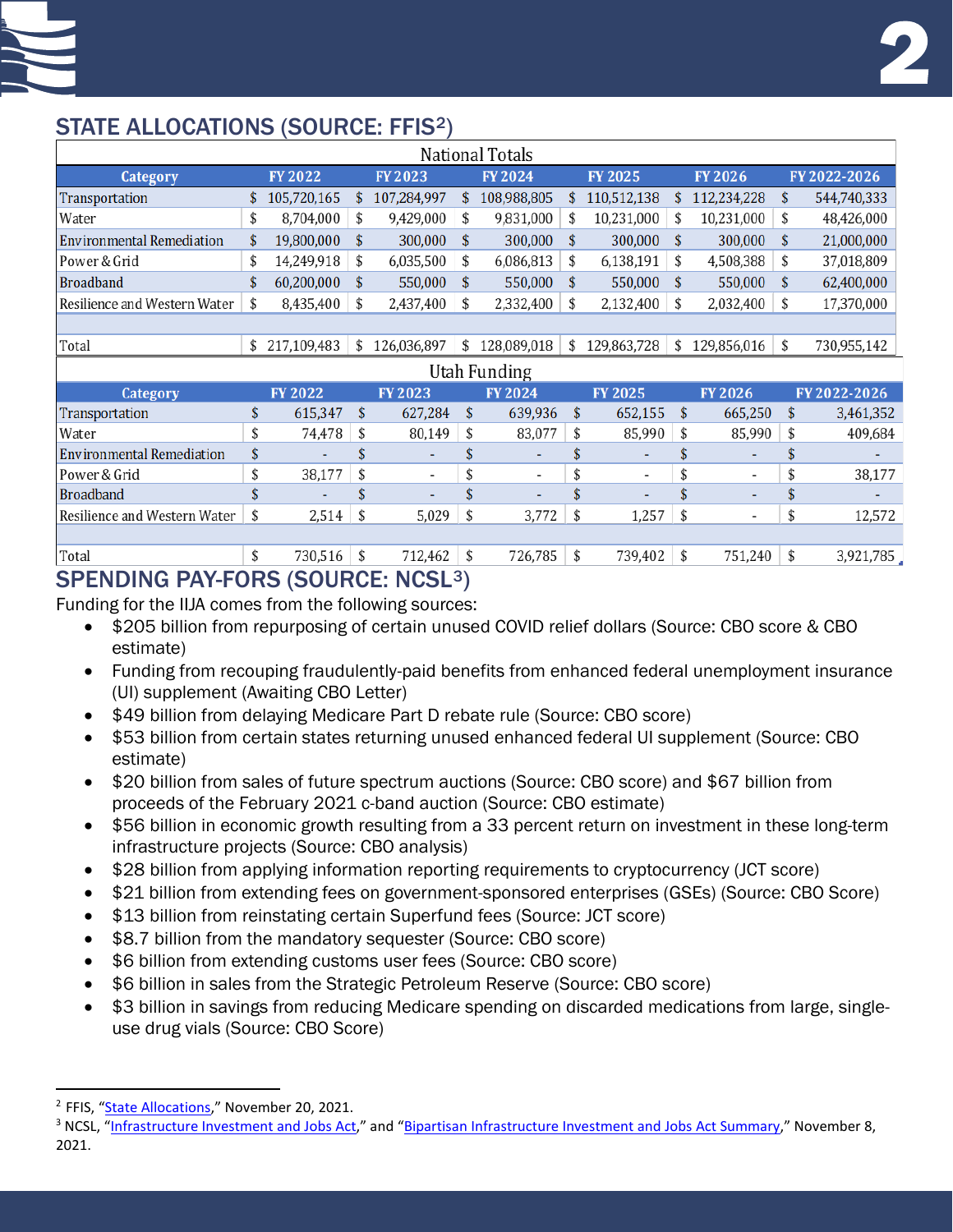## STATE ALLOCATIONS (SOURCE: FFIS[2])

| National Totals | | | | | | |
|---|---|---|---|---|---|---|
| **Category** | **FY 2022** | **FY 2023** | **FY 2024** | **FY 2025** | **FY 2026** | **FY 2022-2026** |
| Transportation | $ 105,720,165 | $ 107,284,997 | $ 108,988,805 | $ 110,512,138 | $ 112,234,228 | $ 544,740,333 |
| Water | $ 8,704,000 | $ 9,429,000 | $ 9,831,000 | $ 10,231,000 | $ 10,231,000 | $ 48,426,000 |
| Environmental Remediation | $ 19,800,000 | $ 300,000 | $ 300,000 | $ 300,000 | $ 300,000 | $ 21,000,000 |
| Power & Grid | $ 14,249,918 | $ 6,035,500 | $ 6,086,813 | $ 6,138,191 | $ 4,508,388 | $ 37,018,809 |
| Broadband | $ 60,200,000 | $ 550,000 | $ 550,000 | $ 550,000 | $ 550,000 | $ 62,400,000 |
| Resilience and Western Water | $ 8,435,400 | $ 2,437,400 | $ 2,332,400 | $ 2,132,400 | $ 2,032,400 | $ 17,370,000 |
| | | | | | | |
| Total | $ 217,109,483 | $ 126,036,897 | $ 128,089,018 | $ 129,863,728 | $ 129,856,016 | $ 730,955,142 |

| Utah Funding | | | | | | |
|---|---|---|---|---|---|---|
| **Category** | **FY 2022** | **FY 2023** | **FY 2024** | **FY 2025** | **FY 2026** | **FY 2022-2026** |
| Transportation | $ 615,347 | $ 627,284 | $ 639,936 | $ 652,155 | $ 665,250 | $ 3,461,352 |
| Water | $ 74,478 | $ 80,149 | $ 83,077 | $ 85,990 | $ 85,990 | $ 409,684 |
| Environmental Remediation | $ - | $ - | $ - | $ - | $ - | $ - |
| Power & Grid | $ 38,177 | $ - | $ - | $ - | $ - | $ 38,177 |
| Broadband | $ - | $ - | $ - | $ - | $ - | $ - |
| Resilience and Western Water | $ 2,514 | $ 5,029 | $ 3,772 | $ 1,257 | $ - | $ 12,572 |
| | | | | | | |
| Total | $ 730,516 | $ 712,462 | $ 726,785 | $ 739,402 | $ 751,240 | $ 3,921,785 |

## SPENDING PAY-FORS (SOURCE: NCSL[3])

Funding for the IIJA comes from the following sources:

- $205 billion from repurposing of certain unused COVID relief dollars (Source: CBO score & CBO estimate)
- Funding from recouping fraudulently-paid benefits from enhanced federal unemployment insurance (UI) supplement (Awaiting CBO Letter)
- $49 billion from delaying Medicare Part D rebate rule (Source: CBO score)
- $53 billion from certain states returning unused enhanced federal UI supplement (Source: CBO estimate)
- $20 billion from sales of future spectrum auctions (Source: CBO score) and $67 billion from proceeds of the February 2021 c-band auction (Source: CBO estimate)
- $56 billion in economic growth resulting from a 33 percent return on investment in these long-term infrastructure projects (Source: CBO analysis)
- $28 billion from applying information reporting requirements to cryptocurrency (JCT score)
- $21 billion from extending fees on government-sponsored enterprises (GSEs) (Source: CBO Score)
- $13 billion from reinstating certain Superfund fees (Source: JCT score)
- $8.7 billion from the mandatory sequester (Source: CBO score)
- $6 billion from extending customs user fees (Source: CBO score)
- $6 billion in sales from the Strategic Petroleum Reserve (Source: CBO score)
- $3 billion in savings from reducing Medicare spending on discarded medications from large, single-use drug vials (Source: CBO Score)

---

[2] FFIS, "State Allocations," November 20, 2021.

[3] NCSL, "Infrastructure Investment and Jobs Act," and "Bipartisan Infrastructure Investment and Jobs Act Summary," November 8, 2021.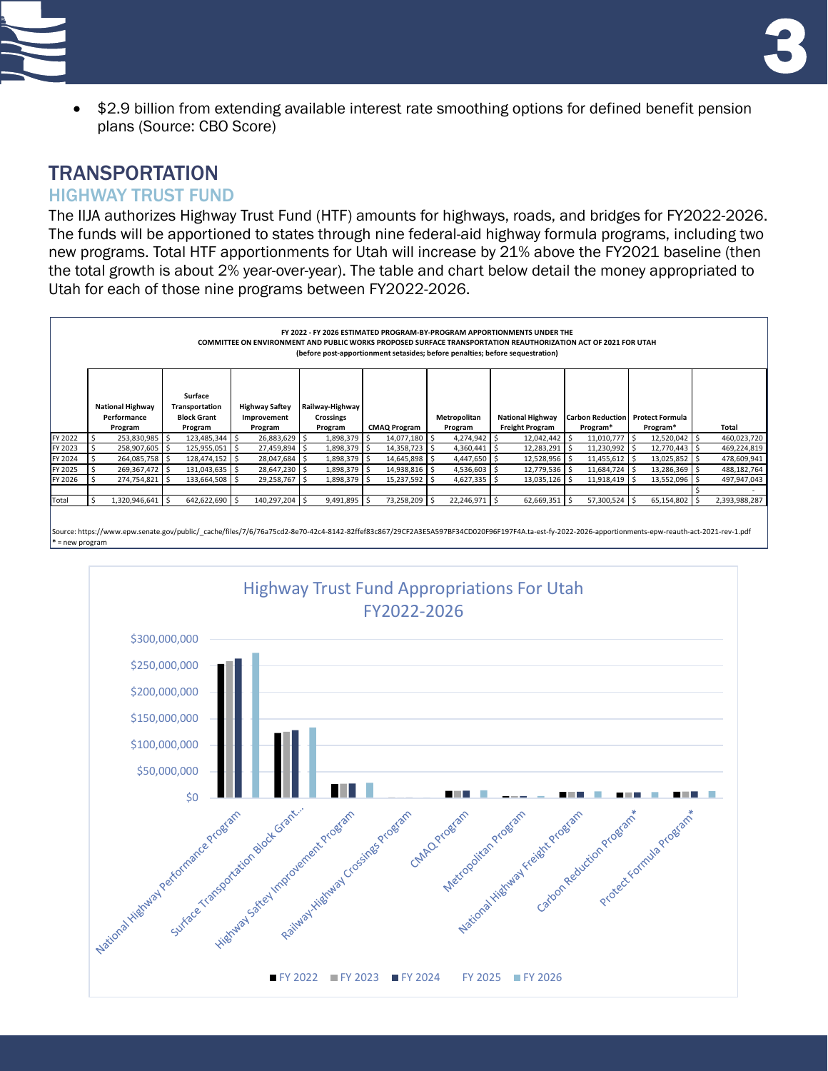- $2.9 billion from extending available interest rate smoothing options for defined benefit pension plans (Source: CBO Score)

## TRANSPORTATION

### HIGHWAY TRUST FUND

The IIJA authorizes Highway Trust Fund (HTF) amounts for highways, roads, and bridges for FY2022-2026. The funds will be apportioned to states through nine federal-aid highway formula programs, including two new programs. Total HTF apportionments for Utah will increase by 21% above the FY2021 baseline (then the total growth is about 2% year-over-year). The table and chart below detail the money appropriated to Utah for each of those nine programs between FY2022-2026.

**FY 2022 - FY 2026 ESTIMATED PROGRAM-BY-PROGRAM APPORTIONMENTS UNDER THE COMMITTEE ON ENVIRONMENT AND PUBLIC WORKS PROPOSED SURFACE TRANSPORTATION REAUTHORIZATION ACT OF 2021 FOR UTAH**
**(before post-apportionment setasides; before penalties; before sequestration)**

| | National Highway Performance Program | Surface Transportation Block Grant Program | Highway Saftey Improvement Program | Railway-Highway Crossings Program | CMAQ Program | Metropolitan Program | National Highway Freight Program | Carbon Reduction Program* | Protect Formula Program* | Total |
|---|---|---|---|---|---|---|---|---|---|---|
| FY 2022 | $ 253,830,985 | $ 123,485,344 | $ 26,883,629 | $ 1,898,379 | $ 14,077,180 | $ 4,274,942 | $ 12,042,442 | $ 11,010,777 | $ 12,520,042 | $ 460,023,720 |
| FY 2023 | $ 258,907,605 | $ 125,955,051 | $ 27,459,894 | $ 1,898,379 | $ 14,358,723 | $ 4,360,441 | $ 12,283,291 | $ 11,230,992 | $ 12,770,443 | $ 469,224,819 |
| FY 2024 | $ 264,085,758 | $ 128,474,152 | $ 28,047,684 | $ 1,898,379 | $ 14,645,898 | $ 4,447,650 | $ 12,528,956 | $ 11,455,612 | $ 13,025,852 | $ 478,609,941 |
| FY 2025 | $ 269,367,472 | $ 131,043,635 | $ 28,647,230 | $ 1,898,379 | $ 14,938,816 | $ 4,536,603 | $ 12,779,536 | $ 11,684,724 | $ 13,286,369 | $ 488,182,764 |
| FY 2026 | $ 274,754,821 | $ 133,664,508 | $ 29,258,767 | $ 1,898,379 | $ 15,237,592 | $ 4,627,335 | $ 13,035,126 | $ 11,918,419 | $ 13,552,096 | $ 497,947,043 |
| | | | | | | | | | | $ - |
| Total | $ 1,320,946,641 | $ 642,622,690 | $ 140,297,204 | $ 9,491,895 | $ 73,258,209 | $ 22,246,971 | $ 62,669,351 | $ 57,300,524 | $ 65,154,802 | $ 2,393,988,287 |

Source: https://www.epw.senate.gov/public/_cache/files/7/6/76a75cd2-8e70-42c4-8142-82ffef83c867/29CF2A3E5A597BF34CD020F96F197F4A.ta-est-fy-2022-2026-apportionments-epw-reauth-act-2021-rev-1.pdf
* = new program

**Highway Trust Fund Appropriations For Utah FY2022-2026**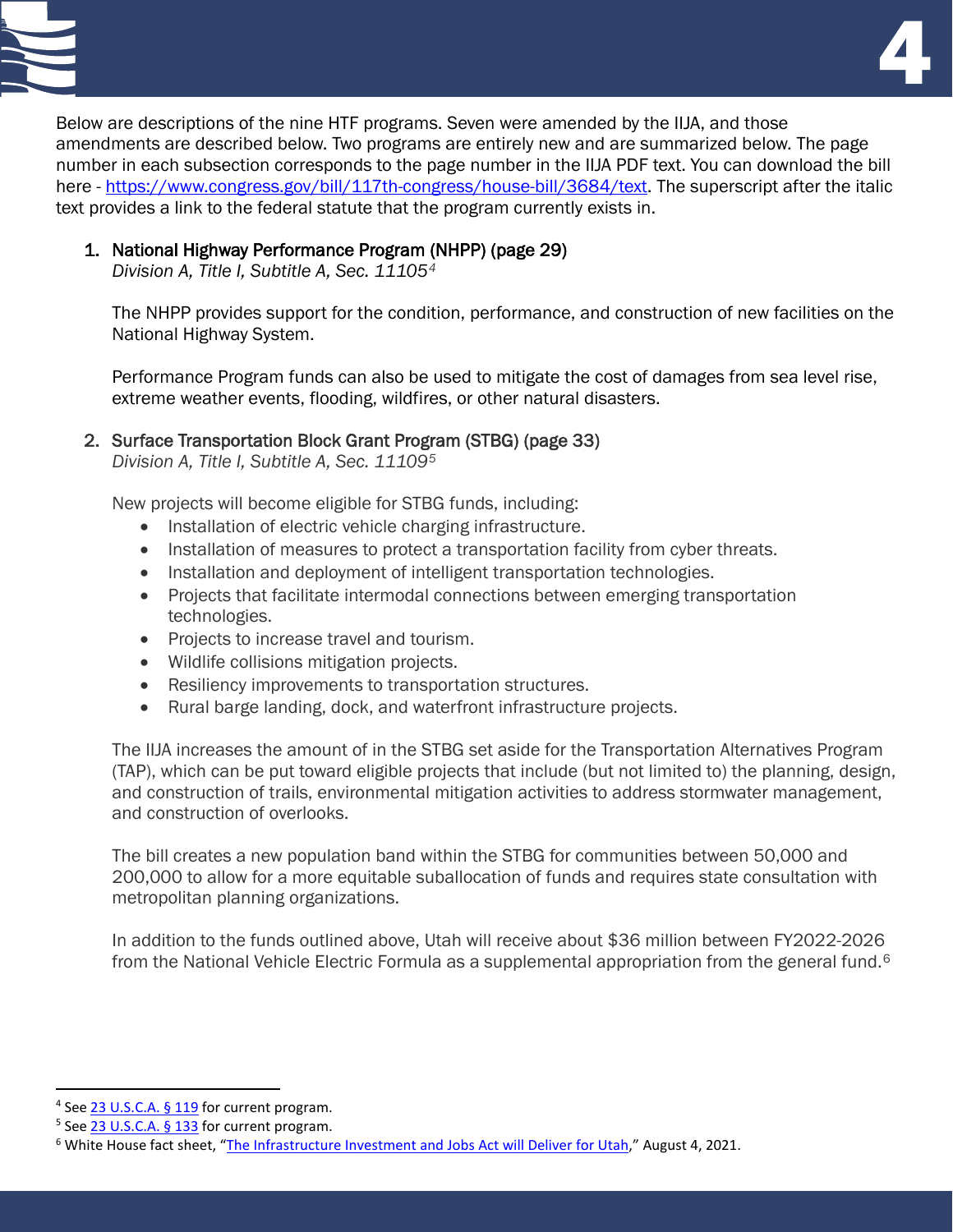Below are descriptions of the nine HTF programs. Seven were amended by the IIJA, and those amendments are described below. Two programs are entirely new and are summarized below. The page number in each subsection corresponds to the page number in the IIJA PDF text. You can download the bill here - https://www.congress.gov/bill/117th-congress/house-bill/3684/text. The superscript after the italic text provides a link to the federal statute that the program currently exists in.

1. National Highway Performance Program (NHPP) (page 29)
   *Division A, Title I, Subtitle A, Sec. 11105*[4]

   The NHPP provides support for the condition, performance, and construction of new facilities on the National Highway System.

   Performance Program funds can also be used to mitigate the cost of damages from sea level rise, extreme weather events, flooding, wildfires, or other natural disasters.

2. Surface Transportation Block Grant Program (STBG) (page 33)
   *Division A, Title I, Subtitle A, Sec. 11109*[5]

   New projects will become eligible for STBG funds, including:
   - Installation of electric vehicle charging infrastructure.
   - Installation of measures to protect a transportation facility from cyber threats.
   - Installation and deployment of intelligent transportation technologies.
   - Projects that facilitate intermodal connections between emerging transportation technologies.
   - Projects to increase travel and tourism.
   - Wildlife collisions mitigation projects.
   - Resiliency improvements to transportation structures.
   - Rural barge landing, dock, and waterfront infrastructure projects.

   The IIJA increases the amount of in the STBG set aside for the Transportation Alternatives Program (TAP), which can be put toward eligible projects that include (but not limited to) the planning, design, and construction of trails, environmental mitigation activities to address stormwater management, and construction of overlooks.

   The bill creates a new population band within the STBG for communities between 50,000 and 200,000 to allow for a more equitable suballocation of funds and requires state consultation with metropolitan planning organizations.

   In addition to the funds outlined above, Utah will receive about $36 million between FY2022-2026 from the National Vehicle Electric Formula as a supplemental appropriation from the general fund.[6]

---

[4] See 23 U.S.C.A. § 119 for current program.

[5] See 23 U.S.C.A. § 133 for current program.

[6] White House fact sheet, "The Infrastructure Investment and Jobs Act will Deliver for Utah," August 4, 2021.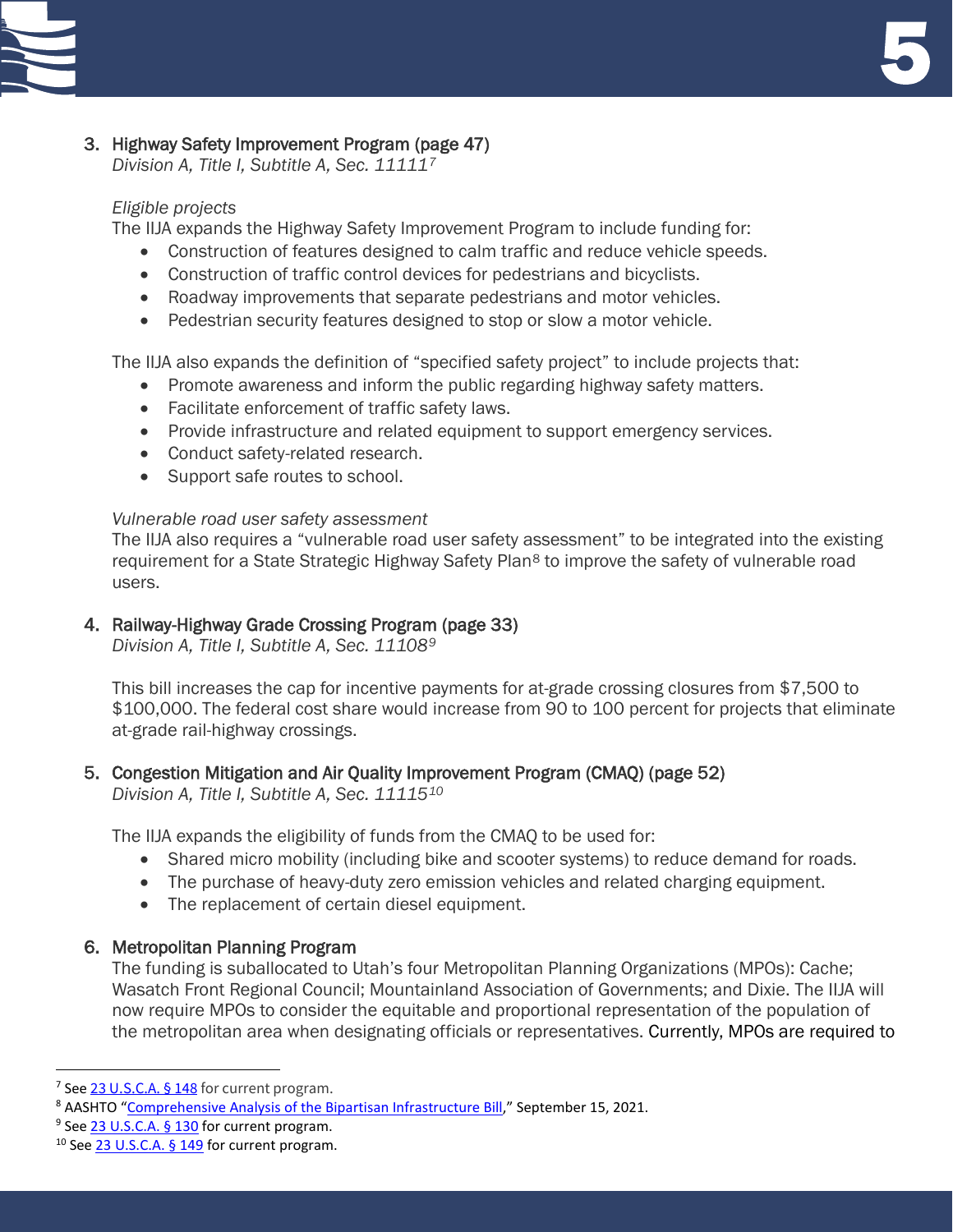3. Highway Safety Improvement Program (page 47)
   *Division A, Title I, Subtitle A, Sec. 11111*[7]

   *Eligible projects*
   The IIJA expands the Highway Safety Improvement Program to include funding for:
   - Construction of features designed to calm traffic and reduce vehicle speeds.
   - Construction of traffic control devices for pedestrians and bicyclists.
   - Roadway improvements that separate pedestrians and motor vehicles.
   - Pedestrian security features designed to stop or slow a motor vehicle.

   The IIJA also expands the definition of "specified safety project" to include projects that:
   - Promote awareness and inform the public regarding highway safety matters.
   - Facilitate enforcement of traffic safety laws.
   - Provide infrastructure and related equipment to support emergency services.
   - Conduct safety-related research.
   - Support safe routes to school.

   *Vulnerable road user safety assessment*
   The IIJA also requires a "vulnerable road user safety assessment" to be integrated into the existing requirement for a State Strategic Highway Safety Plan[8] to improve the safety of vulnerable road users.

4. Railway-Highway Grade Crossing Program (page 33)
   *Division A, Title I, Subtitle A, Sec. 11108*[9]

   This bill increases the cap for incentive payments for at-grade crossing closures from $7,500 to $100,000. The federal cost share would increase from 90 to 100 percent for projects that eliminate at-grade rail-highway crossings.

5. Congestion Mitigation and Air Quality Improvement Program (CMAQ) (page 52)
   *Division A, Title I, Subtitle A, Sec. 11115*[10]

   The IIJA expands the eligibility of funds from the CMAQ to be used for:
   - Shared micro mobility (including bike and scooter systems) to reduce demand for roads.
   - The purchase of heavy-duty zero emission vehicles and related charging equipment.
   - The replacement of certain diesel equipment.

6. Metropolitan Planning Program
   The funding is suballocated to Utah's four Metropolitan Planning Organizations (MPOs): Cache; Wasatch Front Regional Council; Mountainland Association of Governments; and Dixie. The IIJA will now require MPOs to consider the equitable and proportional representation of the population of the metropolitan area when designating officials or representatives. Currently, MPOs are required to

---

[7] See 23 U.S.C.A. § 148 for current program.

[8] AASHTO "Comprehensive Analysis of the Bipartisan Infrastructure Bill," September 15, 2021.

[9] See 23 U.S.C.A. § 130 for current program.

[10] See 23 U.S.C.A. § 149 for current program.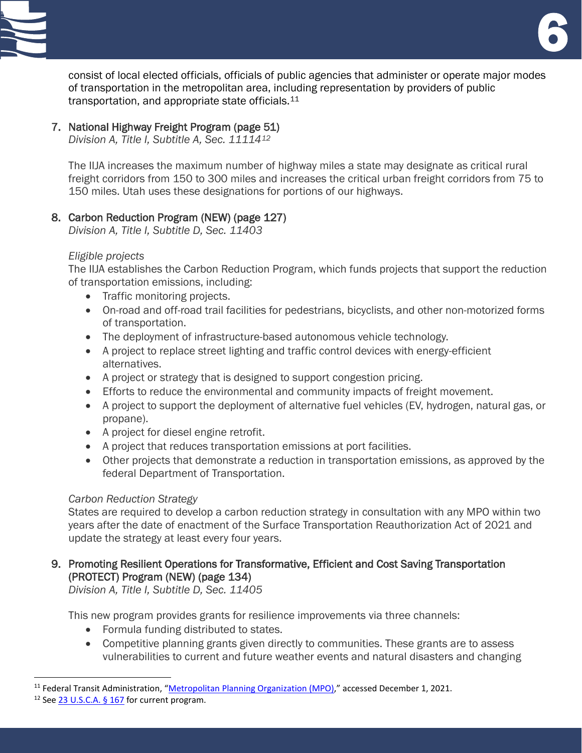consist of local elected officials, officials of public agencies that administer or operate major modes of transportation in the metropolitan area, including representation by providers of public transportation, and appropriate state officials.[11]

7. National Highway Freight Program (page 51)
*Division A, Title I, Subtitle A, Sec. 11114*[12]

The IIJA increases the maximum number of highway miles a state may designate as critical rural freight corridors from 150 to 300 miles and increases the critical urban freight corridors from 75 to 150 miles. Utah uses these designations for portions of our highways.

8. Carbon Reduction Program (NEW) (page 127)
*Division A, Title I, Subtitle D, Sec. 11403*

*Eligible projects*
The IIJA establishes the Carbon Reduction Program, which funds projects that support the reduction of transportation emissions, including:

- Traffic monitoring projects.
- On-road and off-road trail facilities for pedestrians, bicyclists, and other non-motorized forms of transportation.
- The deployment of infrastructure-based autonomous vehicle technology.
- A project to replace street lighting and traffic control devices with energy-efficient alternatives.
- A project or strategy that is designed to support congestion pricing.
- Efforts to reduce the environmental and community impacts of freight movement.
- A project to support the deployment of alternative fuel vehicles (EV, hydrogen, natural gas, or propane).
- A project for diesel engine retrofit.
- A project that reduces transportation emissions at port facilities.
- Other projects that demonstrate a reduction in transportation emissions, as approved by the federal Department of Transportation.

*Carbon Reduction Strategy*
States are required to develop a carbon reduction strategy in consultation with any MPO within two years after the date of enactment of the Surface Transportation Reauthorization Act of 2021 and update the strategy at least every four years.

9. Promoting Resilient Operations for Transformative, Efficient and Cost Saving Transportation (PROTECT) Program (NEW) (page 134)
*Division A, Title I, Subtitle D, Sec. 11405*

This new program provides grants for resilience improvements via three channels:

- Formula funding distributed to states.
- Competitive planning grants given directly to communities. These grants are to assess vulnerabilities to current and future weather events and natural disasters and changing

---

[11] Federal Transit Administration, "Metropolitan Planning Organization (MPO)," accessed December 1, 2021.
[12] See 23 U.S.C.A. § 167 for current program.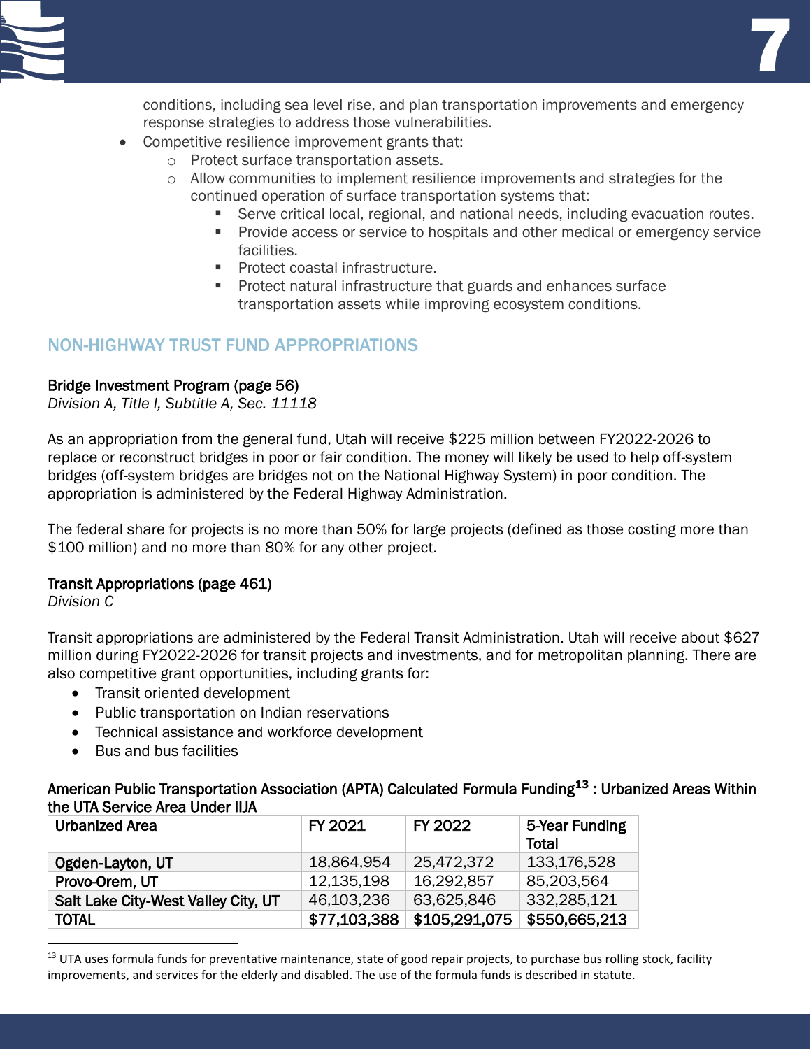conditions, including sea level rise, and plan transportation improvements and emergency response strategies to address those vulnerabilities.

- Competitive resilience improvement grants that:
  - Protect surface transportation assets.
  - Allow communities to implement resilience improvements and strategies for the continued operation of surface transportation systems that:
    - Serve critical local, regional, and national needs, including evacuation routes.
    - Provide access or service to hospitals and other medical or emergency service facilities.
    - Protect coastal infrastructure.
    - Protect natural infrastructure that guards and enhances surface transportation assets while improving ecosystem conditions.

## NON-HIGHWAY TRUST FUND APPROPRIATIONS

### Bridge Investment Program (page 56)

*Division A, Title I, Subtitle A, Sec. 11118*

As an appropriation from the general fund, Utah will receive $225 million between FY2022-2026 to replace or reconstruct bridges in poor or fair condition. The money will likely be used to help off-system bridges (off-system bridges are bridges not on the National Highway System) in poor condition. The appropriation is administered by the Federal Highway Administration.

The federal share for projects is no more than 50% for large projects (defined as those costing more than $100 million) and no more than 80% for any other project.

### Transit Appropriations (page 461)

*Division C*

Transit appropriations are administered by the Federal Transit Administration. Utah will receive about $627 million during FY2022-2026 for transit projects and investments, and for metropolitan planning. There are also competitive grant opportunities, including grants for:

- Transit oriented development
- Public transportation on Indian reservations
- Technical assistance and workforce development
- Bus and bus facilities

### American Public Transportation Association (APTA) Calculated Formula Funding[13] : Urbanized Areas Within the UTA Service Area Under IIJA

| Urbanized Area | FY 2021 | FY 2022 | 5-Year Funding Total |
|---|---|---|---|
| Ogden-Layton, UT | 18,864,954 | 25,472,372 | 133,176,528 |
| Provo-Orem, UT | 12,135,198 | 16,292,857 | 85,203,564 |
| Salt Lake City-West Valley City, UT | 46,103,236 | 63,625,846 | 332,285,121 |
| **TOTAL** | **$77,103,388** | **$105,291,075** | **$550,665,213** |

[13] UTA uses formula funds for preventative maintenance, state of good repair projects, to purchase bus rolling stock, facility improvements, and services for the elderly and disabled. The use of the formula funds is described in statute.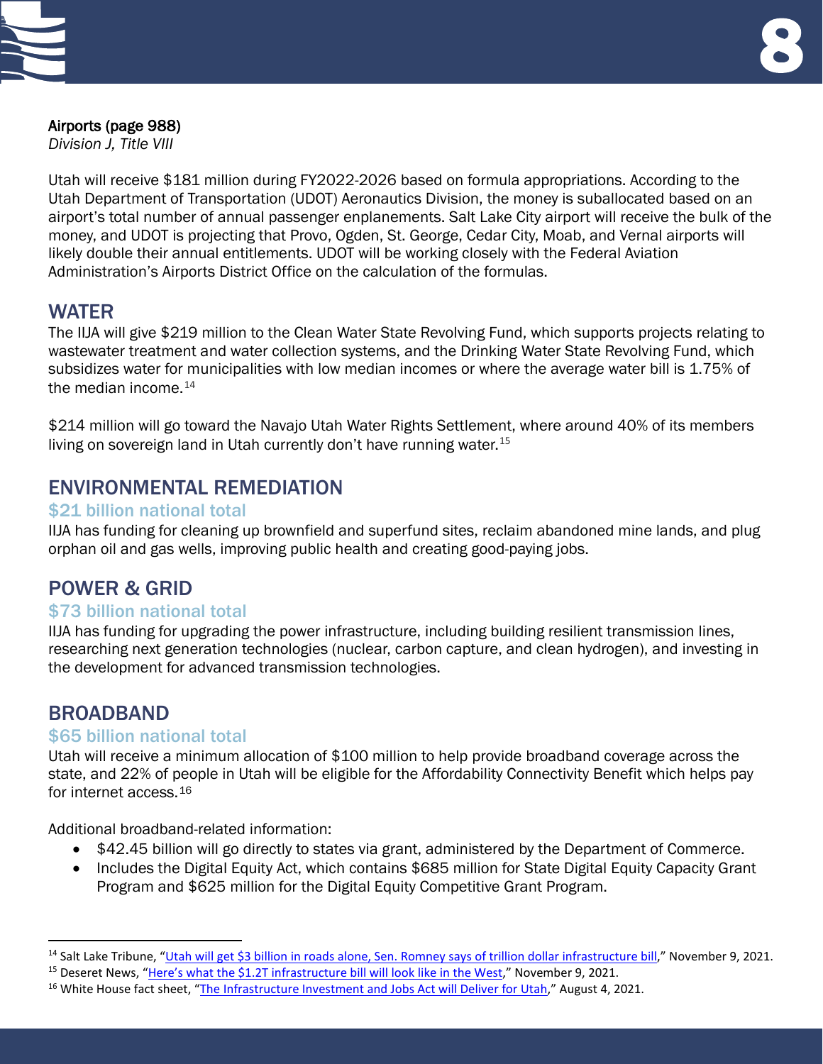**Airports (page 988)**
*Division J, Title VIII*

Utah will receive $181 million during FY2022-2026 based on formula appropriations. According to the Utah Department of Transportation (UDOT) Aeronautics Division, the money is suballocated based on an airport's total number of annual passenger enplanements. Salt Lake City airport will receive the bulk of the money, and UDOT is projecting that Provo, Ogden, St. George, Cedar City, Moab, and Vernal airports will likely double their annual entitlements. UDOT will be working closely with the Federal Aviation Administration's Airports District Office on the calculation of the formulas.

## WATER

The IIJA will give $219 million to the Clean Water State Revolving Fund, which supports projects relating to wastewater treatment and water collection systems, and the Drinking Water State Revolving Fund, which subsidizes water for municipalities with low median incomes or where the average water bill is 1.75% of the median income.[14]

$214 million will go toward the Navajo Utah Water Rights Settlement, where around 40% of its members living on sovereign land in Utah currently don't have running water.[15]

## ENVIRONMENTAL REMEDIATION

### $21 billion national total

IIJA has funding for cleaning up brownfield and superfund sites, reclaim abandoned mine lands, and plug orphan oil and gas wells, improving public health and creating good-paying jobs.

## POWER & GRID

### $73 billion national total

IIJA has funding for upgrading the power infrastructure, including building resilient transmission lines, researching next generation technologies (nuclear, carbon capture, and clean hydrogen), and investing in the development for advanced transmission technologies.

## BROADBAND

### $65 billion national total

Utah will receive a minimum allocation of $100 million to help provide broadband coverage across the state, and 22% of people in Utah will be eligible for the Affordability Connectivity Benefit which helps pay for internet access.[16]

Additional broadband-related information:

- $42.45 billion will go directly to states via grant, administered by the Department of Commerce.
- Includes the Digital Equity Act, which contains $685 million for State Digital Equity Capacity Grant Program and $625 million for the Digital Equity Competitive Grant Program.

---

[14] Salt Lake Tribune, "Utah will get $3 billion in roads alone, Sen. Romney says of trillion dollar infrastructure bill," November 9, 2021.

[15] Deseret News, "Here's what the $1.2T infrastructure bill will look like in the West," November 9, 2021.

[16] White House fact sheet, "The Infrastructure Investment and Jobs Act will Deliver for Utah," August 4, 2021.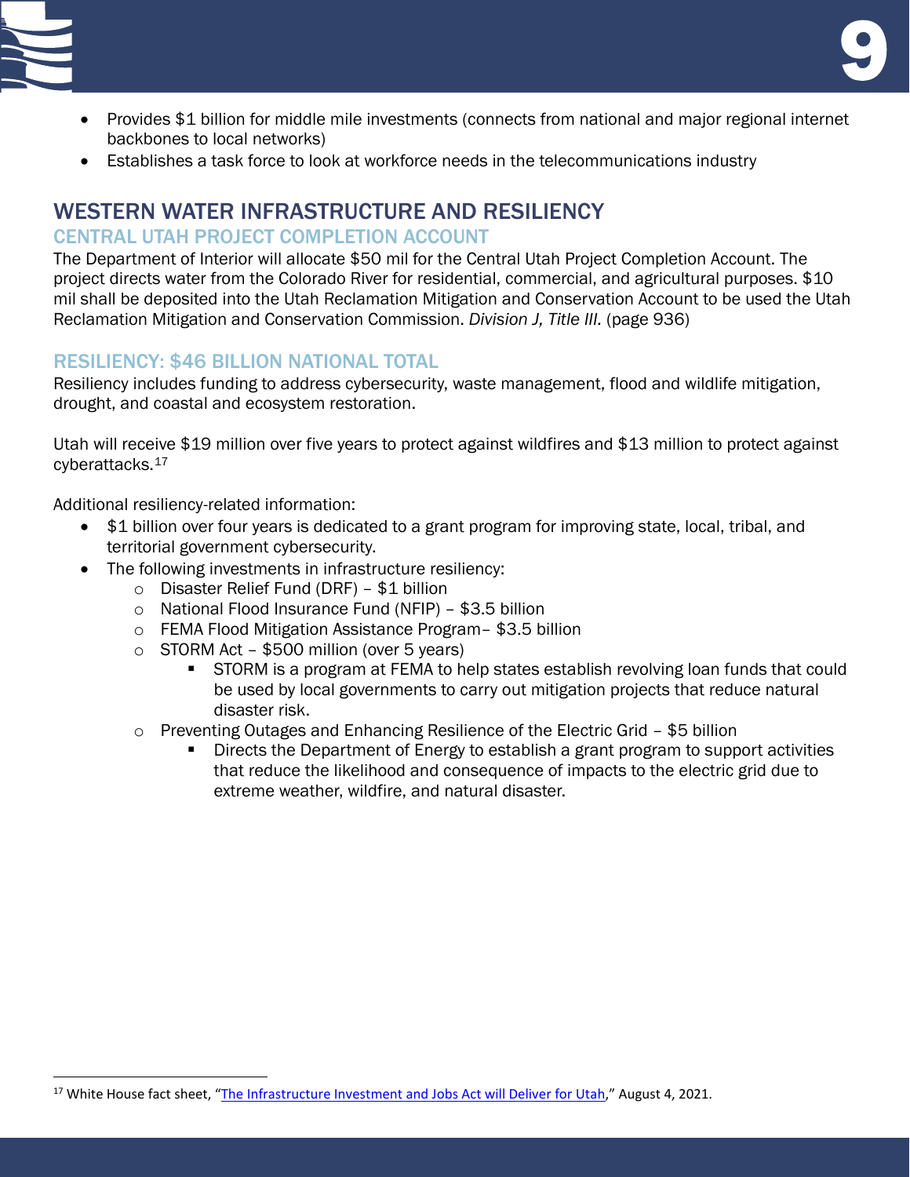- Provides $1 billion for middle mile investments (connects from national and major regional internet backbones to local networks)
- Establishes a task force to look at workforce needs in the telecommunications industry

## WESTERN WATER INFRASTRUCTURE AND RESILIENCY

### CENTRAL UTAH PROJECT COMPLETION ACCOUNT

The Department of Interior will allocate $50 mil for the Central Utah Project Completion Account. The project directs water from the Colorado River for residential, commercial, and agricultural purposes. $10 mil shall be deposited into the Utah Reclamation Mitigation and Conservation Account to be used the Utah Reclamation Mitigation and Conservation Commission. *Division J, Title III.* (page 936)

### RESILIENCY: $46 BILLION NATIONAL TOTAL

Resiliency includes funding to address cybersecurity, waste management, flood and wildlife mitigation, drought, and coastal and ecosystem restoration.

Utah will receive $19 million over five years to protect against wildfires and $13 million to protect against cyberattacks.[17]

Additional resiliency-related information:

- $1 billion over four years is dedicated to a grant program for improving state, local, tribal, and territorial government cybersecurity.
- The following investments in infrastructure resiliency:
  - Disaster Relief Fund (DRF) – $1 billion
  - National Flood Insurance Fund (NFIP) – $3.5 billion
  - FEMA Flood Mitigation Assistance Program– $3.5 billion
  - STORM Act – $500 million (over 5 years)
    - STORM is a program at FEMA to help states establish revolving loan funds that could be used by local governments to carry out mitigation projects that reduce natural disaster risk.
  - Preventing Outages and Enhancing Resilience of the Electric Grid – $5 billion
    - Directs the Department of Energy to establish a grant program to support activities that reduce the likelihood and consequence of impacts to the electric grid due to extreme weather, wildfire, and natural disaster.

[17] White House fact sheet, "The Infrastructure Investment and Jobs Act will Deliver for Utah," August 4, 2021.